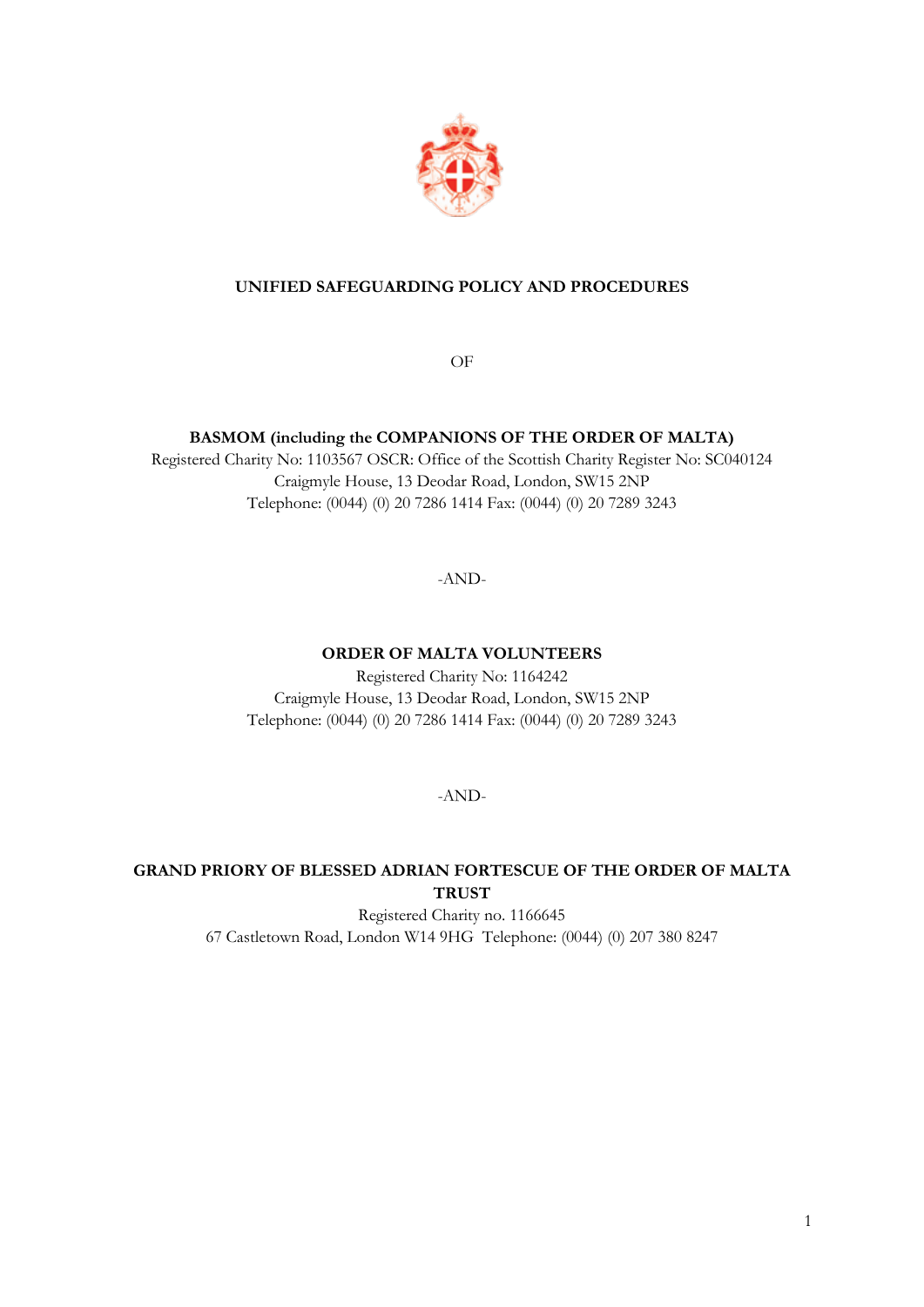**UNIFIED SAFEGUARDING POLICY AND PROCEDURES**

OF

**BASMOM (including the COMPANIONS OF THE ORDER OF MALTA)**
Registered Charity No: 1103567 OSCR: Office of the Scottish Charity Register No: SC040124
Craigmyle House, 13 Deodar Road, London, SW15 2NP
Telephone: (0044) (0) 20 7286 1414 Fax: (0044) (0) 20 7289 3243

-AND-

**ORDER OF MALTA VOLUNTEERS**
Registered Charity No: 1164242
Craigmyle House, 13 Deodar Road, London, SW15 2NP
Telephone: (0044) (0) 20 7286 1414 Fax: (0044) (0) 20 7289 3243

-AND-

**GRAND PRIORY OF BLESSED ADRIAN FORTESCUE OF THE ORDER OF MALTA TRUST**
Registered Charity no. 1166645
67 Castletown Road, London W14 9HG Telephone: (0044) (0) 207 380 8247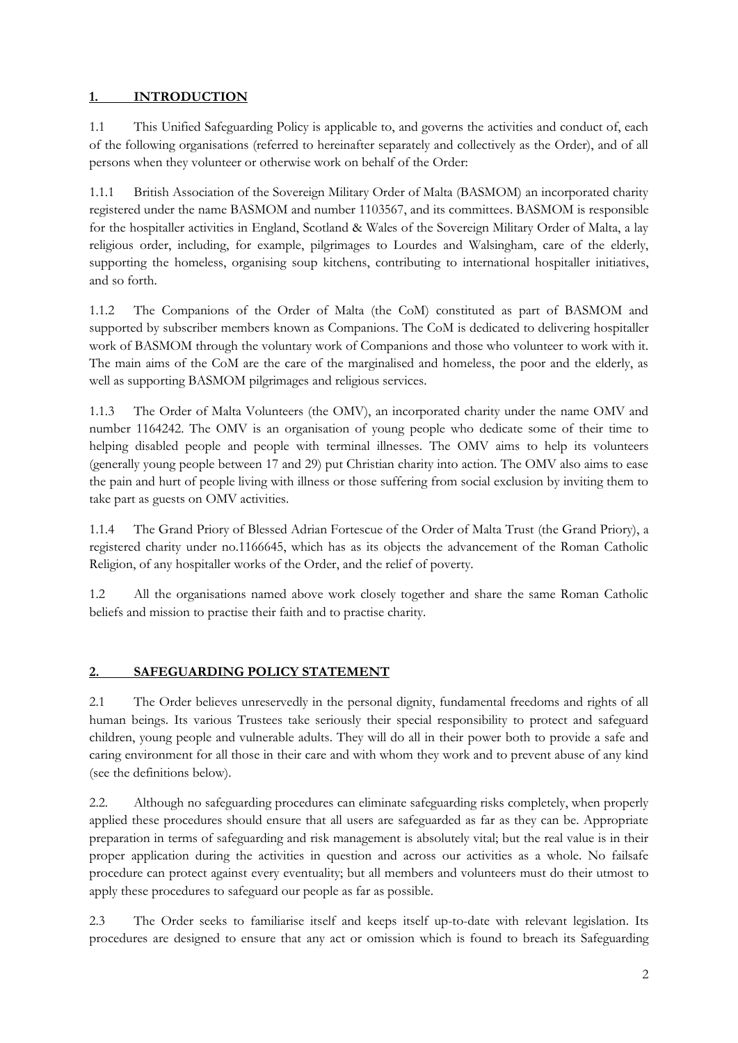## 1. INTRODUCTION

1.1 This Unified Safeguarding Policy is applicable to, and governs the activities and conduct of, each of the following organisations (referred to hereinafter separately and collectively as the Order), and of all persons when they volunteer or otherwise work on behalf of the Order:

1.1.1 British Association of the Sovereign Military Order of Malta (BASMOM) an incorporated charity registered under the name BASMOM and number 1103567, and its committees. BASMOM is responsible for the hospitaller activities in England, Scotland & Wales of the Sovereign Military Order of Malta, a lay religious order, including, for example, pilgrimages to Lourdes and Walsingham, care of the elderly, supporting the homeless, organising soup kitchens, contributing to international hospitaller initiatives, and so forth.

1.1.2 The Companions of the Order of Malta (the CoM) constituted as part of BASMOM and supported by subscriber members known as Companions. The CoM is dedicated to delivering hospitaller work of BASMOM through the voluntary work of Companions and those who volunteer to work with it. The main aims of the CoM are the care of the marginalised and homeless, the poor and the elderly, as well as supporting BASMOM pilgrimages and religious services.

1.1.3 The Order of Malta Volunteers (the OMV), an incorporated charity under the name OMV and number 1164242. The OMV is an organisation of young people who dedicate some of their time to helping disabled people and people with terminal illnesses. The OMV aims to help its volunteers (generally young people between 17 and 29) put Christian charity into action. The OMV also aims to ease the pain and hurt of people living with illness or those suffering from social exclusion by inviting them to take part as guests on OMV activities.

1.1.4 The Grand Priory of Blessed Adrian Fortescue of the Order of Malta Trust (the Grand Priory), a registered charity under no.1166645, which has as its objects the advancement of the Roman Catholic Religion, of any hospitaller works of the Order, and the relief of poverty.

1.2 All the organisations named above work closely together and share the same Roman Catholic beliefs and mission to practise their faith and to practise charity.

## 2. SAFEGUARDING POLICY STATEMENT

2.1 The Order believes unreservedly in the personal dignity, fundamental freedoms and rights of all human beings. Its various Trustees take seriously their special responsibility to protect and safeguard children, young people and vulnerable adults. They will do all in their power both to provide a safe and caring environment for all those in their care and with whom they work and to prevent abuse of any kind (see the definitions below).

2.2. Although no safeguarding procedures can eliminate safeguarding risks completely, when properly applied these procedures should ensure that all users are safeguarded as far as they can be. Appropriate preparation in terms of safeguarding and risk management is absolutely vital; but the real value is in their proper application during the activities in question and across our activities as a whole. No failsafe procedure can protect against every eventuality; but all members and volunteers must do their utmost to apply these procedures to safeguard our people as far as possible.

2.3 The Order seeks to familiarise itself and keeps itself up-to-date with relevant legislation. Its procedures are designed to ensure that any act or omission which is found to breach its Safeguarding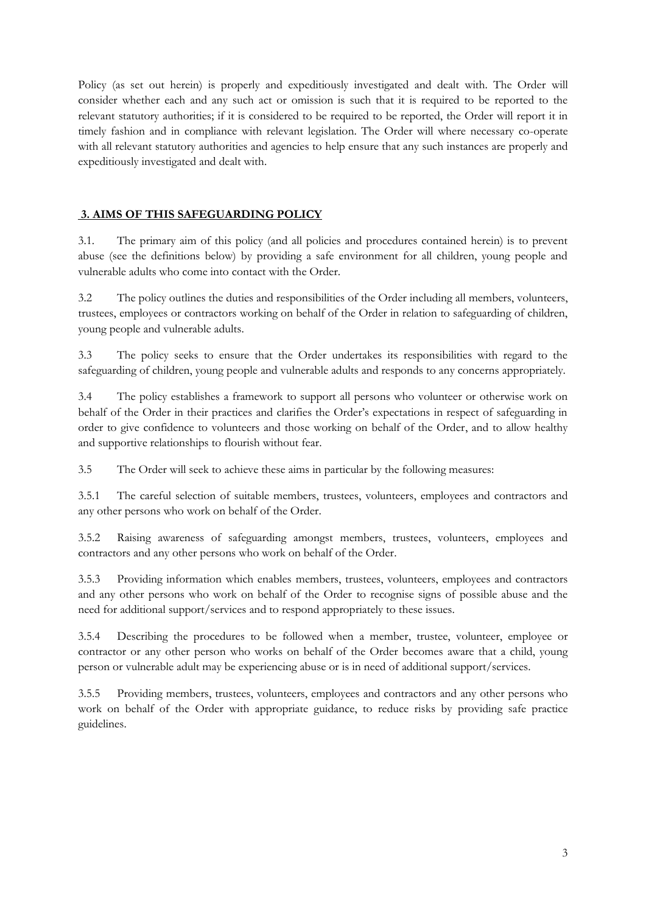Policy (as set out herein) is properly and expeditiously investigated and dealt with. The Order will consider whether each and any such act or omission is such that it is required to be reported to the relevant statutory authorities; if it is considered to be required to be reported, the Order will report it in timely fashion and in compliance with relevant legislation. The Order will where necessary co-operate with all relevant statutory authorities and agencies to help ensure that any such instances are properly and expeditiously investigated and dealt with.

## 3. AIMS OF THIS SAFEGUARDING POLICY

3.1. The primary aim of this policy (and all policies and procedures contained herein) is to prevent abuse (see the definitions below) by providing a safe environment for all children, young people and vulnerable adults who come into contact with the Order.

3.2 The policy outlines the duties and responsibilities of the Order including all members, volunteers, trustees, employees or contractors working on behalf of the Order in relation to safeguarding of children, young people and vulnerable adults.

3.3 The policy seeks to ensure that the Order undertakes its responsibilities with regard to the safeguarding of children, young people and vulnerable adults and responds to any concerns appropriately.

3.4 The policy establishes a framework to support all persons who volunteer or otherwise work on behalf of the Order in their practices and clarifies the Order's expectations in respect of safeguarding in order to give confidence to volunteers and those working on behalf of the Order, and to allow healthy and supportive relationships to flourish without fear.

3.5 The Order will seek to achieve these aims in particular by the following measures:

3.5.1 The careful selection of suitable members, trustees, volunteers, employees and contractors and any other persons who work on behalf of the Order.

3.5.2 Raising awareness of safeguarding amongst members, trustees, volunteers, employees and contractors and any other persons who work on behalf of the Order.

3.5.3 Providing information which enables members, trustees, volunteers, employees and contractors and any other persons who work on behalf of the Order to recognise signs of possible abuse and the need for additional support/services and to respond appropriately to these issues.

3.5.4 Describing the procedures to be followed when a member, trustee, volunteer, employee or contractor or any other person who works on behalf of the Order becomes aware that a child, young person or vulnerable adult may be experiencing abuse or is in need of additional support/services.

3.5.5 Providing members, trustees, volunteers, employees and contractors and any other persons who work on behalf of the Order with appropriate guidance, to reduce risks by providing safe practice guidelines.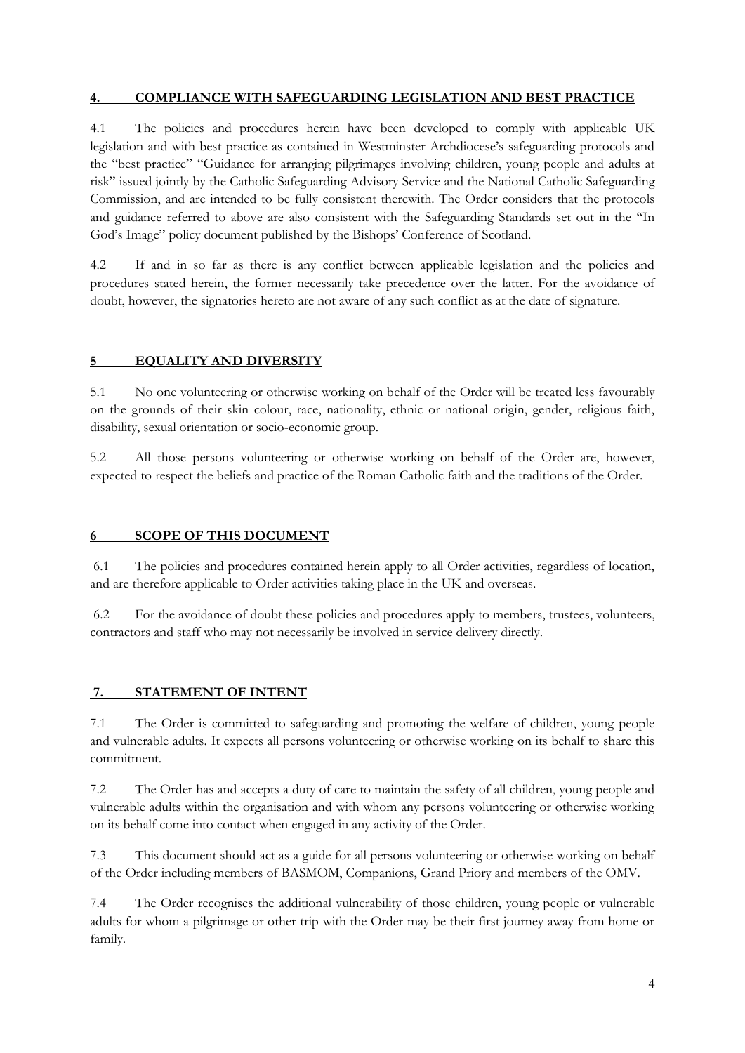## 4. COMPLIANCE WITH SAFEGUARDING LEGISLATION AND BEST PRACTICE

4.1 The policies and procedures herein have been developed to comply with applicable UK legislation and with best practice as contained in Westminster Archdiocese's safeguarding protocols and the "best practice" "Guidance for arranging pilgrimages involving children, young people and adults at risk" issued jointly by the Catholic Safeguarding Advisory Service and the National Catholic Safeguarding Commission, and are intended to be fully consistent therewith. The Order considers that the protocols and guidance referred to above are also consistent with the Safeguarding Standards set out in the "In God's Image" policy document published by the Bishops' Conference of Scotland.

4.2 If and in so far as there is any conflict between applicable legislation and the policies and procedures stated herein, the former necessarily take precedence over the latter. For the avoidance of doubt, however, the signatories hereto are not aware of any such conflict as at the date of signature.

## 5 EQUALITY AND DIVERSITY

5.1 No one volunteering or otherwise working on behalf of the Order will be treated less favourably on the grounds of their skin colour, race, nationality, ethnic or national origin, gender, religious faith, disability, sexual orientation or socio-economic group.

5.2 All those persons volunteering or otherwise working on behalf of the Order are, however, expected to respect the beliefs and practice of the Roman Catholic faith and the traditions of the Order.

## 6 SCOPE OF THIS DOCUMENT

6.1 The policies and procedures contained herein apply to all Order activities, regardless of location, and are therefore applicable to Order activities taking place in the UK and overseas.

6.2 For the avoidance of doubt these policies and procedures apply to members, trustees, volunteers, contractors and staff who may not necessarily be involved in service delivery directly.

## 7. STATEMENT OF INTENT

7.1 The Order is committed to safeguarding and promoting the welfare of children, young people and vulnerable adults. It expects all persons volunteering or otherwise working on its behalf to share this commitment.

7.2 The Order has and accepts a duty of care to maintain the safety of all children, young people and vulnerable adults within the organisation and with whom any persons volunteering or otherwise working on its behalf come into contact when engaged in any activity of the Order.

7.3 This document should act as a guide for all persons volunteering or otherwise working on behalf of the Order including members of BASMOM, Companions, Grand Priory and members of the OMV.

7.4 The Order recognises the additional vulnerability of those children, young people or vulnerable adults for whom a pilgrimage or other trip with the Order may be their first journey away from home or family.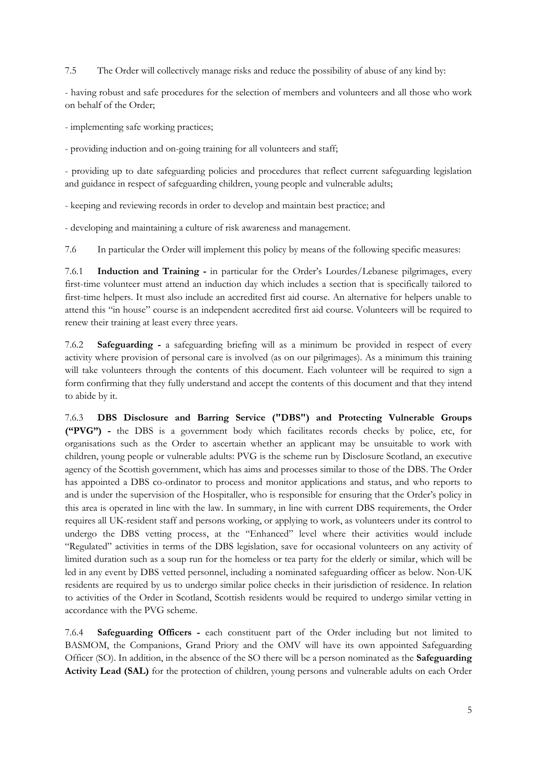7.5 The Order will collectively manage risks and reduce the possibility of abuse of any kind by:

- having robust and safe procedures for the selection of members and volunteers and all those who work on behalf of the Order;

- implementing safe working practices;

- providing induction and on-going training for all volunteers and staff;

- providing up to date safeguarding policies and procedures that reflect current safeguarding legislation and guidance in respect of safeguarding children, young people and vulnerable adults;

- keeping and reviewing records in order to develop and maintain best practice; and

- developing and maintaining a culture of risk awareness and management.

7.6 In particular the Order will implement this policy by means of the following specific measures:

7.6.1 **Induction and Training -** in particular for the Order's Lourdes/Lebanese pilgrimages, every first-time volunteer must attend an induction day which includes a section that is specifically tailored to first-time helpers. It must also include an accredited first aid course. An alternative for helpers unable to attend this "in house" course is an independent accredited first aid course. Volunteers will be required to renew their training at least every three years.

7.6.2 **Safeguarding -** a safeguarding briefing will as a minimum be provided in respect of every activity where provision of personal care is involved (as on our pilgrimages). As a minimum this training will take volunteers through the contents of this document. Each volunteer will be required to sign a form confirming that they fully understand and accept the contents of this document and that they intend to abide by it.

7.6.3 **DBS Disclosure and Barring Service ("DBS") and Protecting Vulnerable Groups ("PVG") -** the DBS is a government body which facilitates records checks by police, etc, for organisations such as the Order to ascertain whether an applicant may be unsuitable to work with children, young people or vulnerable adults: PVG is the scheme run by Disclosure Scotland, an executive agency of the Scottish government, which has aims and processes similar to those of the DBS. The Order has appointed a DBS co-ordinator to process and monitor applications and status, and who reports to and is under the supervision of the Hospitaller, who is responsible for ensuring that the Order's policy in this area is operated in line with the law. In summary, in line with current DBS requirements, the Order requires all UK-resident staff and persons working, or applying to work, as volunteers under its control to undergo the DBS vetting process, at the "Enhanced" level where their activities would include "Regulated" activities in terms of the DBS legislation, save for occasional volunteers on any activity of limited duration such as a soup run for the homeless or tea party for the elderly or similar, which will be led in any event by DBS vetted personnel, including a nominated safeguarding officer as below. Non-UK residents are required by us to undergo similar police checks in their jurisdiction of residence. In relation to activities of the Order in Scotland, Scottish residents would be required to undergo similar vetting in accordance with the PVG scheme.

7.6.4 **Safeguarding Officers -** each constituent part of the Order including but not limited to BASMOM, the Companions, Grand Priory and the OMV will have its own appointed Safeguarding Officer (SO). In addition, in the absence of the SO there will be a person nominated as the **Safeguarding Activity Lead (SAL)** for the protection of children, young persons and vulnerable adults on each Order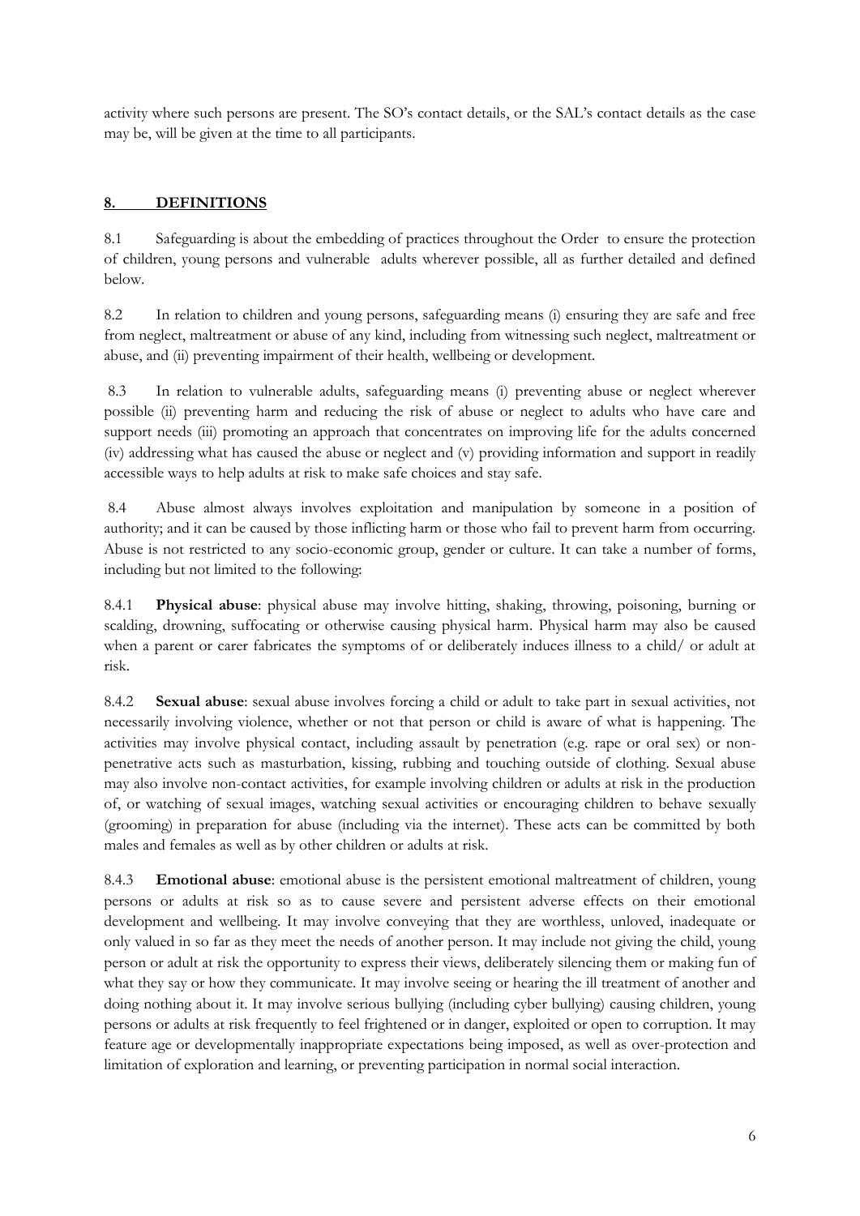activity where such persons are present. The SO's contact details, or the SAL's contact details as the case may be, will be given at the time to all participants.

## 8. DEFINITIONS

8.1 Safeguarding is about the embedding of practices throughout the Order to ensure the protection of children, young persons and vulnerable adults wherever possible, all as further detailed and defined below.

8.2 In relation to children and young persons, safeguarding means (i) ensuring they are safe and free from neglect, maltreatment or abuse of any kind, including from witnessing such neglect, maltreatment or abuse, and (ii) preventing impairment of their health, wellbeing or development.

8.3 In relation to vulnerable adults, safeguarding means (i) preventing abuse or neglect wherever possible (ii) preventing harm and reducing the risk of abuse or neglect to adults who have care and support needs (iii) promoting an approach that concentrates on improving life for the adults concerned (iv) addressing what has caused the abuse or neglect and (v) providing information and support in readily accessible ways to help adults at risk to make safe choices and stay safe.

8.4 Abuse almost always involves exploitation and manipulation by someone in a position of authority; and it can be caused by those inflicting harm or those who fail to prevent harm from occurring. Abuse is not restricted to any socio-economic group, gender or culture. It can take a number of forms, including but not limited to the following:

8.4.1 **Physical abuse**: physical abuse may involve hitting, shaking, throwing, poisoning, burning or scalding, drowning, suffocating or otherwise causing physical harm. Physical harm may also be caused when a parent or carer fabricates the symptoms of or deliberately induces illness to a child/ or adult at risk.

8.4.2 **Sexual abuse**: sexual abuse involves forcing a child or adult to take part in sexual activities, not necessarily involving violence, whether or not that person or child is aware of what is happening. The activities may involve physical contact, including assault by penetration (e.g. rape or oral sex) or non-penetrative acts such as masturbation, kissing, rubbing and touching outside of clothing. Sexual abuse may also involve non-contact activities, for example involving children or adults at risk in the production of, or watching of sexual images, watching sexual activities or encouraging children to behave sexually (grooming) in preparation for abuse (including via the internet). These acts can be committed by both males and females as well as by other children or adults at risk.

8.4.3 **Emotional abuse**: emotional abuse is the persistent emotional maltreatment of children, young persons or adults at risk so as to cause severe and persistent adverse effects on their emotional development and wellbeing. It may involve conveying that they are worthless, unloved, inadequate or only valued in so far as they meet the needs of another person. It may include not giving the child, young person or adult at risk the opportunity to express their views, deliberately silencing them or making fun of what they say or how they communicate. It may involve seeing or hearing the ill treatment of another and doing nothing about it. It may involve serious bullying (including cyber bullying) causing children, young persons or adults at risk frequently to feel frightened or in danger, exploited or open to corruption. It may feature age or developmentally inappropriate expectations being imposed, as well as over-protection and limitation of exploration and learning, or preventing participation in normal social interaction.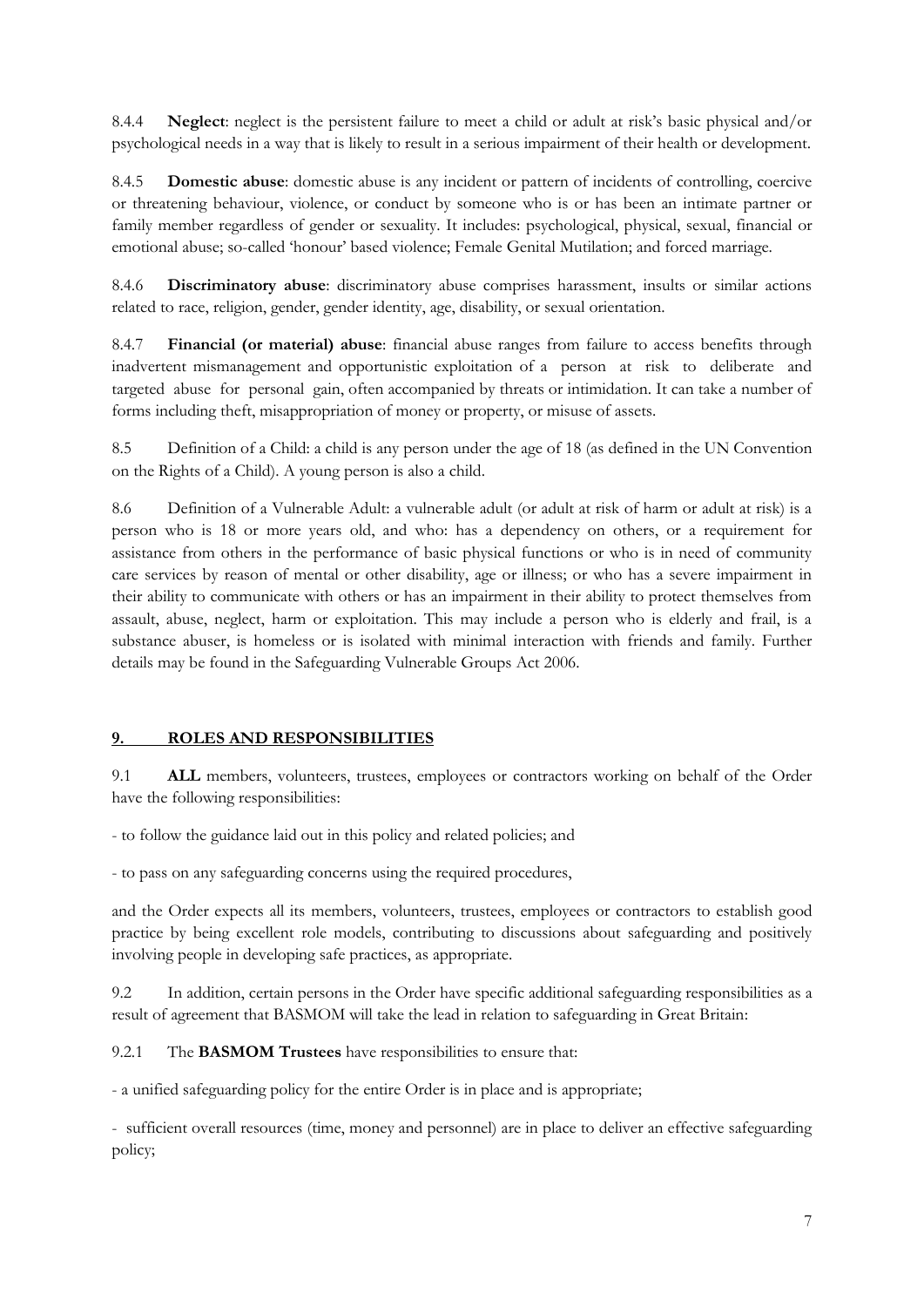8.4.4 **Neglect**: neglect is the persistent failure to meet a child or adult at risk's basic physical and/or psychological needs in a way that is likely to result in a serious impairment of their health or development.

8.4.5 **Domestic abuse**: domestic abuse is any incident or pattern of incidents of controlling, coercive or threatening behaviour, violence, or conduct by someone who is or has been an intimate partner or family member regardless of gender or sexuality. It includes: psychological, physical, sexual, financial or emotional abuse; so-called 'honour' based violence; Female Genital Mutilation; and forced marriage.

8.4.6 **Discriminatory abuse**: discriminatory abuse comprises harassment, insults or similar actions related to race, religion, gender, gender identity, age, disability, or sexual orientation.

8.4.7 **Financial (or material) abuse**: financial abuse ranges from failure to access benefits through inadvertent mismanagement and opportunistic exploitation of a person at risk to deliberate and targeted abuse for personal gain, often accompanied by threats or intimidation. It can take a number of forms including theft, misappropriation of money or property, or misuse of assets.

8.5 Definition of a Child: a child is any person under the age of 18 (as defined in the UN Convention on the Rights of a Child). A young person is also a child.

8.6 Definition of a Vulnerable Adult: a vulnerable adult (or adult at risk of harm or adult at risk) is a person who is 18 or more years old, and who: has a dependency on others, or a requirement for assistance from others in the performance of basic physical functions or who is in need of community care services by reason of mental or other disability, age or illness; or who has a severe impairment in their ability to communicate with others or has an impairment in their ability to protect themselves from assault, abuse, neglect, harm or exploitation. This may include a person who is elderly and frail, is a substance abuser, is homeless or is isolated with minimal interaction with friends and family. Further details may be found in the Safeguarding Vulnerable Groups Act 2006.

## 9. ROLES AND RESPONSIBILITIES

9.1 **ALL** members, volunteers, trustees, employees or contractors working on behalf of the Order have the following responsibilities:

- to follow the guidance laid out in this policy and related policies; and

- to pass on any safeguarding concerns using the required procedures,

and the Order expects all its members, volunteers, trustees, employees or contractors to establish good practice by being excellent role models, contributing to discussions about safeguarding and positively involving people in developing safe practices, as appropriate.

9.2 In addition, certain persons in the Order have specific additional safeguarding responsibilities as a result of agreement that BASMOM will take the lead in relation to safeguarding in Great Britain:

9.2.1 The **BASMOM Trustees** have responsibilities to ensure that:

- a unified safeguarding policy for the entire Order is in place and is appropriate;

- sufficient overall resources (time, money and personnel) are in place to deliver an effective safeguarding policy;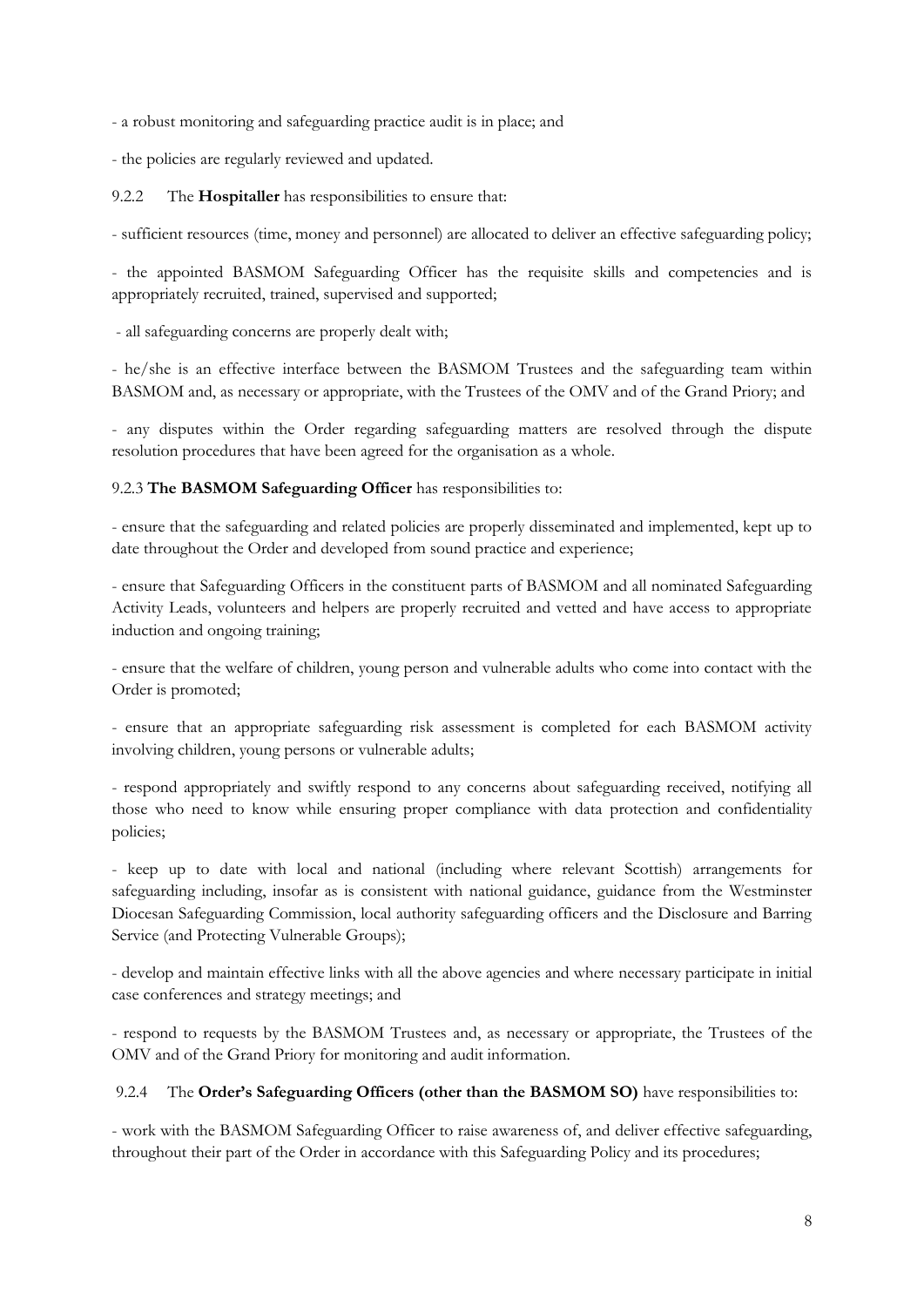- a robust monitoring and safeguarding practice audit is in place; and

- the policies are regularly reviewed and updated.

9.2.2 The **Hospitaller** has responsibilities to ensure that:

- sufficient resources (time, money and personnel) are allocated to deliver an effective safeguarding policy;

- the appointed BASMOM Safeguarding Officer has the requisite skills and competencies and is appropriately recruited, trained, supervised and supported;

- all safeguarding concerns are properly dealt with;

- he/she is an effective interface between the BASMOM Trustees and the safeguarding team within BASMOM and, as necessary or appropriate, with the Trustees of the OMV and of the Grand Priory; and

- any disputes within the Order regarding safeguarding matters are resolved through the dispute resolution procedures that have been agreed for the organisation as a whole.

9.2.3 **The BASMOM Safeguarding Officer** has responsibilities to:

- ensure that the safeguarding and related policies are properly disseminated and implemented, kept up to date throughout the Order and developed from sound practice and experience;

- ensure that Safeguarding Officers in the constituent parts of BASMOM and all nominated Safeguarding Activity Leads, volunteers and helpers are properly recruited and vetted and have access to appropriate induction and ongoing training;

- ensure that the welfare of children, young person and vulnerable adults who come into contact with the Order is promoted;

- ensure that an appropriate safeguarding risk assessment is completed for each BASMOM activity involving children, young persons or vulnerable adults;

- respond appropriately and swiftly respond to any concerns about safeguarding received, notifying all those who need to know while ensuring proper compliance with data protection and confidentiality policies;

- keep up to date with local and national (including where relevant Scottish) arrangements for safeguarding including, insofar as is consistent with national guidance, guidance from the Westminster Diocesan Safeguarding Commission, local authority safeguarding officers and the Disclosure and Barring Service (and Protecting Vulnerable Groups);

- develop and maintain effective links with all the above agencies and where necessary participate in initial case conferences and strategy meetings; and

- respond to requests by the BASMOM Trustees and, as necessary or appropriate, the Trustees of the OMV and of the Grand Priory for monitoring and audit information.

9.2.4 The **Order's Safeguarding Officers (other than the BASMOM SO)** have responsibilities to:

- work with the BASMOM Safeguarding Officer to raise awareness of, and deliver effective safeguarding, throughout their part of the Order in accordance with this Safeguarding Policy and its procedures;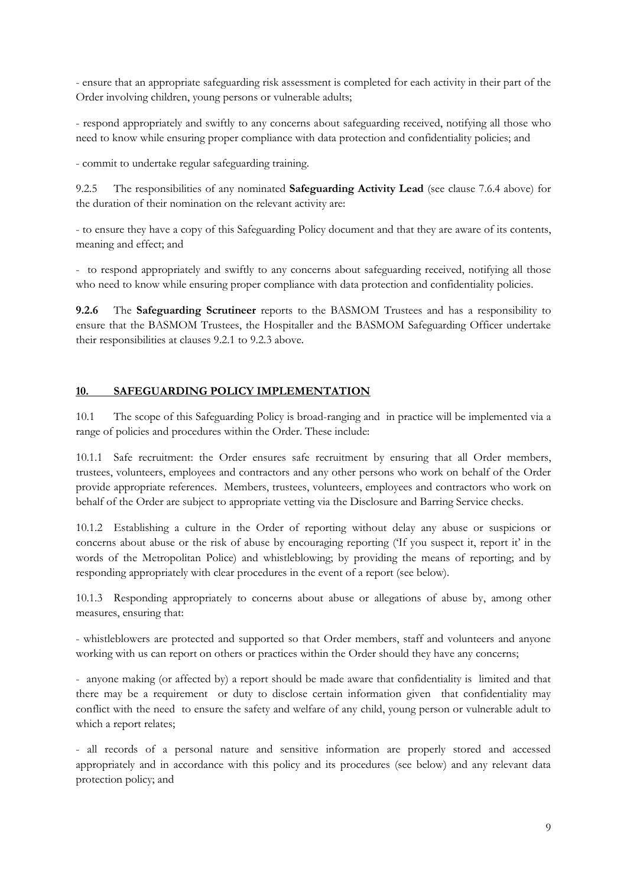- ensure that an appropriate safeguarding risk assessment is completed for each activity in their part of the Order involving children, young persons or vulnerable adults;

- respond appropriately and swiftly to any concerns about safeguarding received, notifying all those who need to know while ensuring proper compliance with data protection and confidentiality policies; and

- commit to undertake regular safeguarding training.

9.2.5 The responsibilities of any nominated **Safeguarding Activity Lead** (see clause 7.6.4 above) for the duration of their nomination on the relevant activity are:

- to ensure they have a copy of this Safeguarding Policy document and that they are aware of its contents, meaning and effect; and

- to respond appropriately and swiftly to any concerns about safeguarding received, notifying all those who need to know while ensuring proper compliance with data protection and confidentiality policies.

**9.2.6** The **Safeguarding Scrutineer** reports to the BASMOM Trustees and has a responsibility to ensure that the BASMOM Trustees, the Hospitaller and the BASMOM Safeguarding Officer undertake their responsibilities at clauses 9.2.1 to 9.2.3 above.

## 10. SAFEGUARDING POLICY IMPLEMENTATION

10.1 The scope of this Safeguarding Policy is broad-ranging and in practice will be implemented via a range of policies and procedures within the Order. These include:

10.1.1 Safe recruitment: the Order ensures safe recruitment by ensuring that all Order members, trustees, volunteers, employees and contractors and any other persons who work on behalf of the Order provide appropriate references. Members, trustees, volunteers, employees and contractors who work on behalf of the Order are subject to appropriate vetting via the Disclosure and Barring Service checks.

10.1.2 Establishing a culture in the Order of reporting without delay any abuse or suspicions or concerns about abuse or the risk of abuse by encouraging reporting ('If you suspect it, report it' in the words of the Metropolitan Police) and whistleblowing; by providing the means of reporting; and by responding appropriately with clear procedures in the event of a report (see below).

10.1.3 Responding appropriately to concerns about abuse or allegations of abuse by, among other measures, ensuring that:

- whistleblowers are protected and supported so that Order members, staff and volunteers and anyone working with us can report on others or practices within the Order should they have any concerns;

- anyone making (or affected by) a report should be made aware that confidentiality is limited and that there may be a requirement or duty to disclose certain information given that confidentiality may conflict with the need to ensure the safety and welfare of any child, young person or vulnerable adult to which a report relates;

- all records of a personal nature and sensitive information are properly stored and accessed appropriately and in accordance with this policy and its procedures (see below) and any relevant data protection policy; and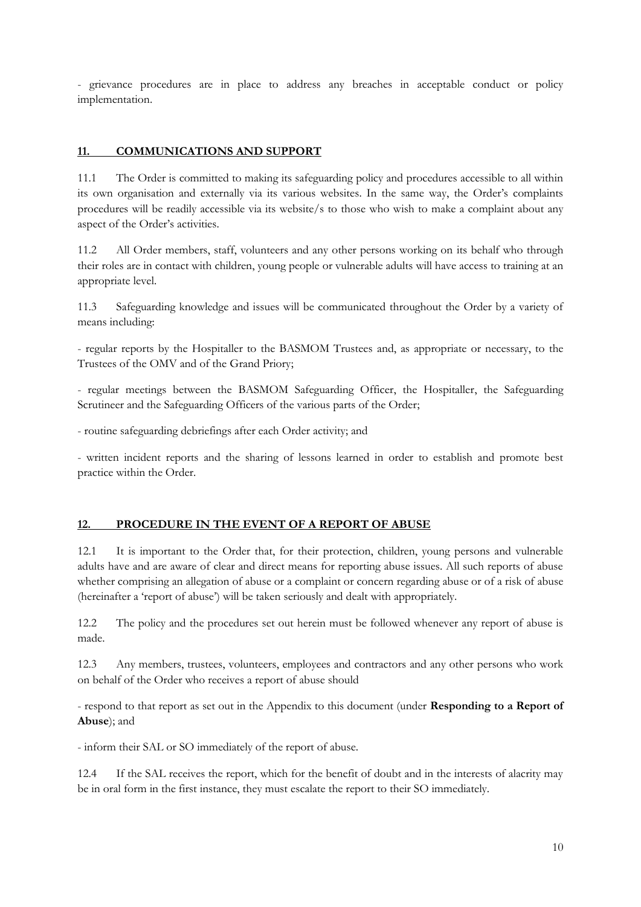- grievance procedures are in place to address any breaches in acceptable conduct or policy implementation.

## 11. COMMUNICATIONS AND SUPPORT

11.1 The Order is committed to making its safeguarding policy and procedures accessible to all within its own organisation and externally via its various websites. In the same way, the Order's complaints procedures will be readily accessible via its website/s to those who wish to make a complaint about any aspect of the Order's activities.

11.2 All Order members, staff, volunteers and any other persons working on its behalf who through their roles are in contact with children, young people or vulnerable adults will have access to training at an appropriate level.

11.3 Safeguarding knowledge and issues will be communicated throughout the Order by a variety of means including:

- regular reports by the Hospitaller to the BASMOM Trustees and, as appropriate or necessary, to the Trustees of the OMV and of the Grand Priory;

- regular meetings between the BASMOM Safeguarding Officer, the Hospitaller, the Safeguarding Scrutineer and the Safeguarding Officers of the various parts of the Order;

- routine safeguarding debriefings after each Order activity; and

- written incident reports and the sharing of lessons learned in order to establish and promote best practice within the Order.

## 12. PROCEDURE IN THE EVENT OF A REPORT OF ABUSE

12.1 It is important to the Order that, for their protection, children, young persons and vulnerable adults have and are aware of clear and direct means for reporting abuse issues. All such reports of abuse whether comprising an allegation of abuse or a complaint or concern regarding abuse or of a risk of abuse (hereinafter a 'report of abuse') will be taken seriously and dealt with appropriately.

12.2 The policy and the procedures set out herein must be followed whenever any report of abuse is made.

12.3 Any members, trustees, volunteers, employees and contractors and any other persons who work on behalf of the Order who receives a report of abuse should

- respond to that report as set out in the Appendix to this document (under **Responding to a Report of Abuse**); and

- inform their SAL or SO immediately of the report of abuse.

12.4 If the SAL receives the report, which for the benefit of doubt and in the interests of alacrity may be in oral form in the first instance, they must escalate the report to their SO immediately.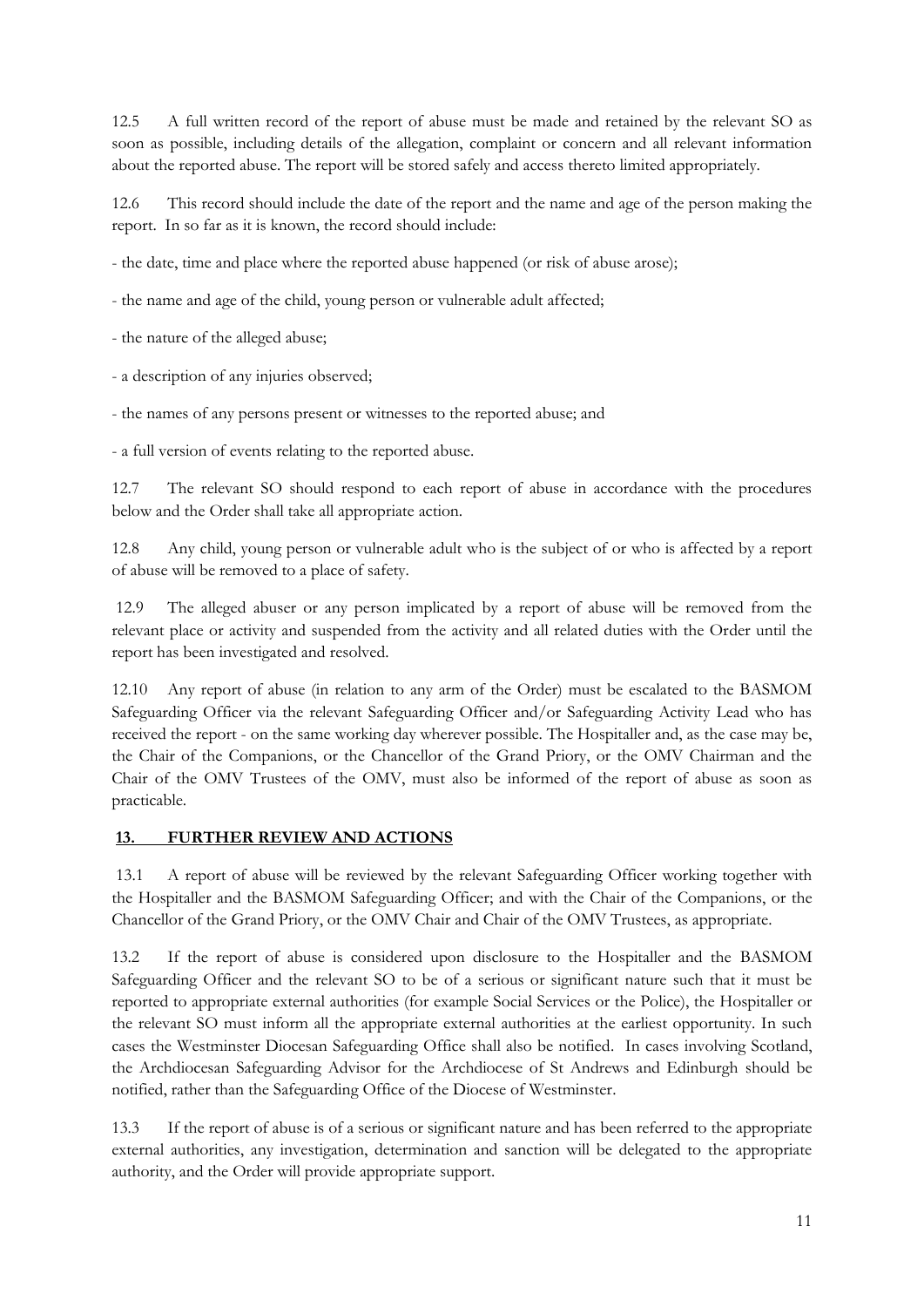12.5 A full written record of the report of abuse must be made and retained by the relevant SO as soon as possible, including details of the allegation, complaint or concern and all relevant information about the reported abuse. The report will be stored safely and access thereto limited appropriately.

12.6 This record should include the date of the report and the name and age of the person making the report. In so far as it is known, the record should include:

- the date, time and place where the reported abuse happened (or risk of abuse arose);

- the name and age of the child, young person or vulnerable adult affected;

- the nature of the alleged abuse;

- a description of any injuries observed;

- the names of any persons present or witnesses to the reported abuse; and

- a full version of events relating to the reported abuse.

12.7 The relevant SO should respond to each report of abuse in accordance with the procedures below and the Order shall take all appropriate action.

12.8 Any child, young person or vulnerable adult who is the subject of or who is affected by a report of abuse will be removed to a place of safety.

12.9 The alleged abuser or any person implicated by a report of abuse will be removed from the relevant place or activity and suspended from the activity and all related duties with the Order until the report has been investigated and resolved.

12.10 Any report of abuse (in relation to any arm of the Order) must be escalated to the BASMOM Safeguarding Officer via the relevant Safeguarding Officer and/or Safeguarding Activity Lead who has received the report - on the same working day wherever possible. The Hospitaller and, as the case may be, the Chair of the Companions, or the Chancellor of the Grand Priory, or the OMV Chairman and the Chair of the OMV Trustees of the OMV, must also be informed of the report of abuse as soon as practicable.

## 13. FURTHER REVIEW AND ACTIONS

13.1 A report of abuse will be reviewed by the relevant Safeguarding Officer working together with the Hospitaller and the BASMOM Safeguarding Officer; and with the Chair of the Companions, or the Chancellor of the Grand Priory, or the OMV Chair and Chair of the OMV Trustees, as appropriate.

13.2 If the report of abuse is considered upon disclosure to the Hospitaller and the BASMOM Safeguarding Officer and the relevant SO to be of a serious or significant nature such that it must be reported to appropriate external authorities (for example Social Services or the Police), the Hospitaller or the relevant SO must inform all the appropriate external authorities at the earliest opportunity. In such cases the Westminster Diocesan Safeguarding Office shall also be notified. In cases involving Scotland, the Archdiocesan Safeguarding Advisor for the Archdiocese of St Andrews and Edinburgh should be notified, rather than the Safeguarding Office of the Diocese of Westminster.

13.3 If the report of abuse is of a serious or significant nature and has been referred to the appropriate external authorities, any investigation, determination and sanction will be delegated to the appropriate authority, and the Order will provide appropriate support.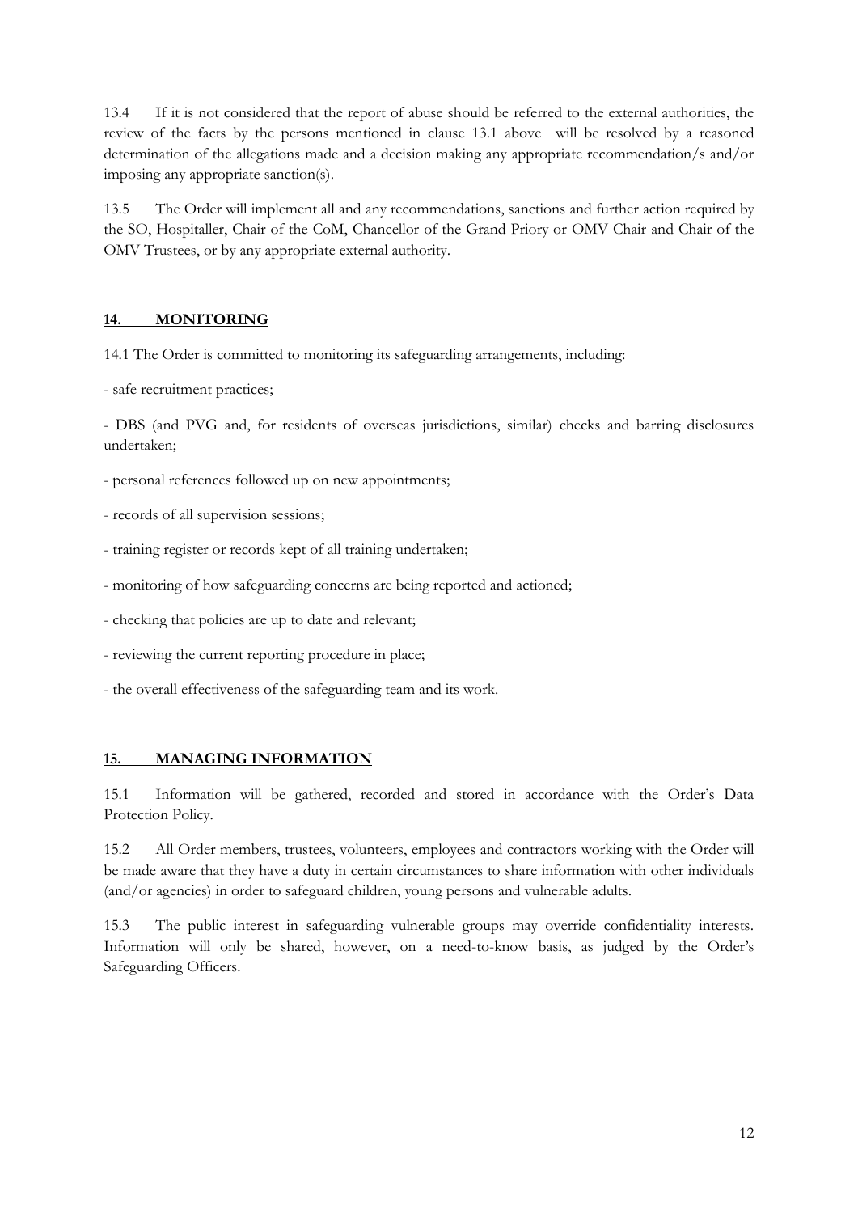13.4 If it is not considered that the report of abuse should be referred to the external authorities, the review of the facts by the persons mentioned in clause 13.1 above will be resolved by a reasoned determination of the allegations made and a decision making any appropriate recommendation/s and/or imposing any appropriate sanction(s).

13.5 The Order will implement all and any recommendations, sanctions and further action required by the SO, Hospitaller, Chair of the CoM, Chancellor of the Grand Priory or OMV Chair and Chair of the OMV Trustees, or by any appropriate external authority.

## 14. MONITORING

14.1 The Order is committed to monitoring its safeguarding arrangements, including:

- safe recruitment practices;
- DBS (and PVG and, for residents of overseas jurisdictions, similar) checks and barring disclosures undertaken;
- personal references followed up on new appointments;
- records of all supervision sessions;
- training register or records kept of all training undertaken;
- monitoring of how safeguarding concerns are being reported and actioned;
- checking that policies are up to date and relevant;
- reviewing the current reporting procedure in place;
- the overall effectiveness of the safeguarding team and its work.

## 15. MANAGING INFORMATION

15.1 Information will be gathered, recorded and stored in accordance with the Order's Data Protection Policy.

15.2 All Order members, trustees, volunteers, employees and contractors working with the Order will be made aware that they have a duty in certain circumstances to share information with other individuals (and/or agencies) in order to safeguard children, young persons and vulnerable adults.

15.3 The public interest in safeguarding vulnerable groups may override confidentiality interests. Information will only be shared, however, on a need-to-know basis, as judged by the Order's Safeguarding Officers.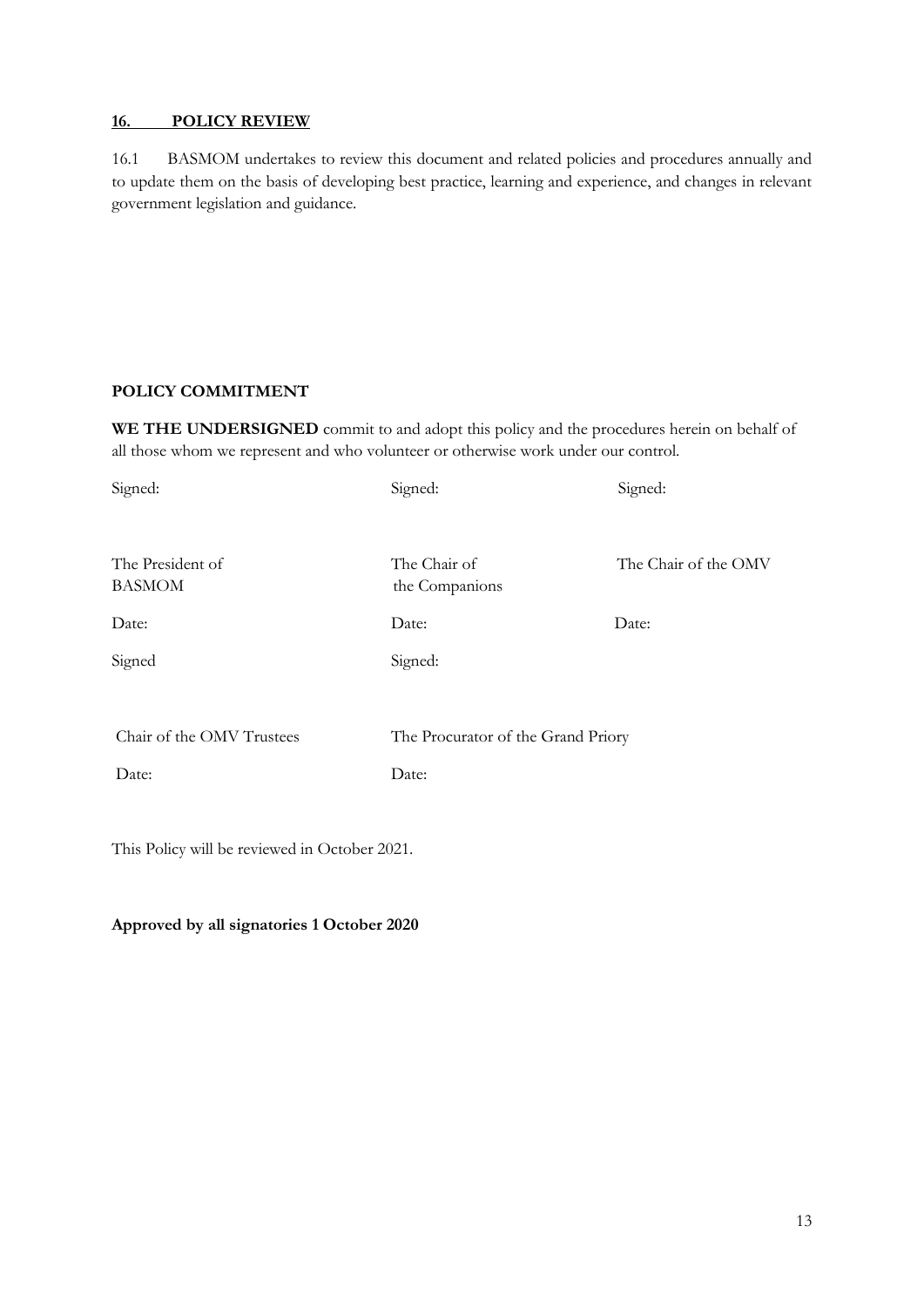## <u>16. POLICY REVIEW</u>

16.1 BASMOM undertakes to review this document and related policies and procedures annually and to update them on the basis of developing best practice, learning and experience, and changes in relevant government legislation and guidance.

**POLICY COMMITMENT**

**WE THE UNDERSIGNED** commit to and adopt this policy and the procedures herein on behalf of all those whom we represent and who volunteer or otherwise work under our control.

| | | |
|---|---|---|
| Signed: | Signed: | Signed: |
| The President of BASMOM | The Chair of the Companions | The Chair of the OMV |
| Date: | Date: | Date: |
| Signed | Signed: | |
| Chair of the OMV Trustees | The Procurator of the Grand Priory | |
| Date: | Date: | |

This Policy will be reviewed in October 2021.

**Approved by all signatories 1 October 2020**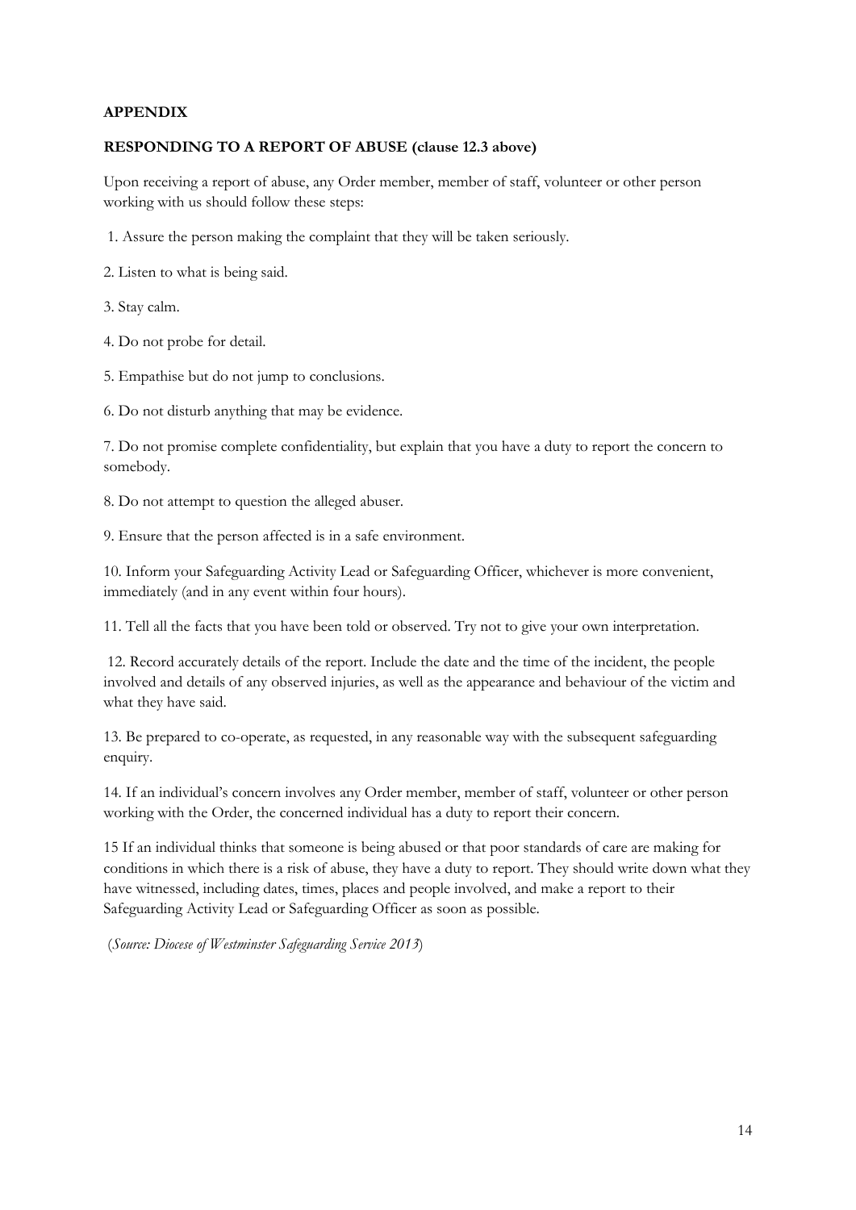**APPENDIX**

**RESPONDING TO A REPORT OF ABUSE (clause 12.3 above)**

Upon receiving a report of abuse, any Order member, member of staff, volunteer or other person working with us should follow these steps:

1. Assure the person making the complaint that they will be taken seriously.

2. Listen to what is being said.

3. Stay calm.

4. Do not probe for detail.

5. Empathise but do not jump to conclusions.

6. Do not disturb anything that may be evidence.

7. Do not promise complete confidentiality, but explain that you have a duty to report the concern to somebody.

8. Do not attempt to question the alleged abuser.

9. Ensure that the person affected is in a safe environment.

10. Inform your Safeguarding Activity Lead or Safeguarding Officer, whichever is more convenient, immediately (and in any event within four hours).

11. Tell all the facts that you have been told or observed. Try not to give your own interpretation.

12. Record accurately details of the report. Include the date and the time of the incident, the people involved and details of any observed injuries, as well as the appearance and behaviour of the victim and what they have said.

13. Be prepared to co-operate, as requested, in any reasonable way with the subsequent safeguarding enquiry.

14. If an individual's concern involves any Order member, member of staff, volunteer or other person working with the Order, the concerned individual has a duty to report their concern.

15 If an individual thinks that someone is being abused or that poor standards of care are making for conditions in which there is a risk of abuse, they have a duty to report. They should write down what they have witnessed, including dates, times, places and people involved, and make a report to their Safeguarding Activity Lead or Safeguarding Officer as soon as possible.

(*Source: Diocese of Westminster Safeguarding Service 2013*)